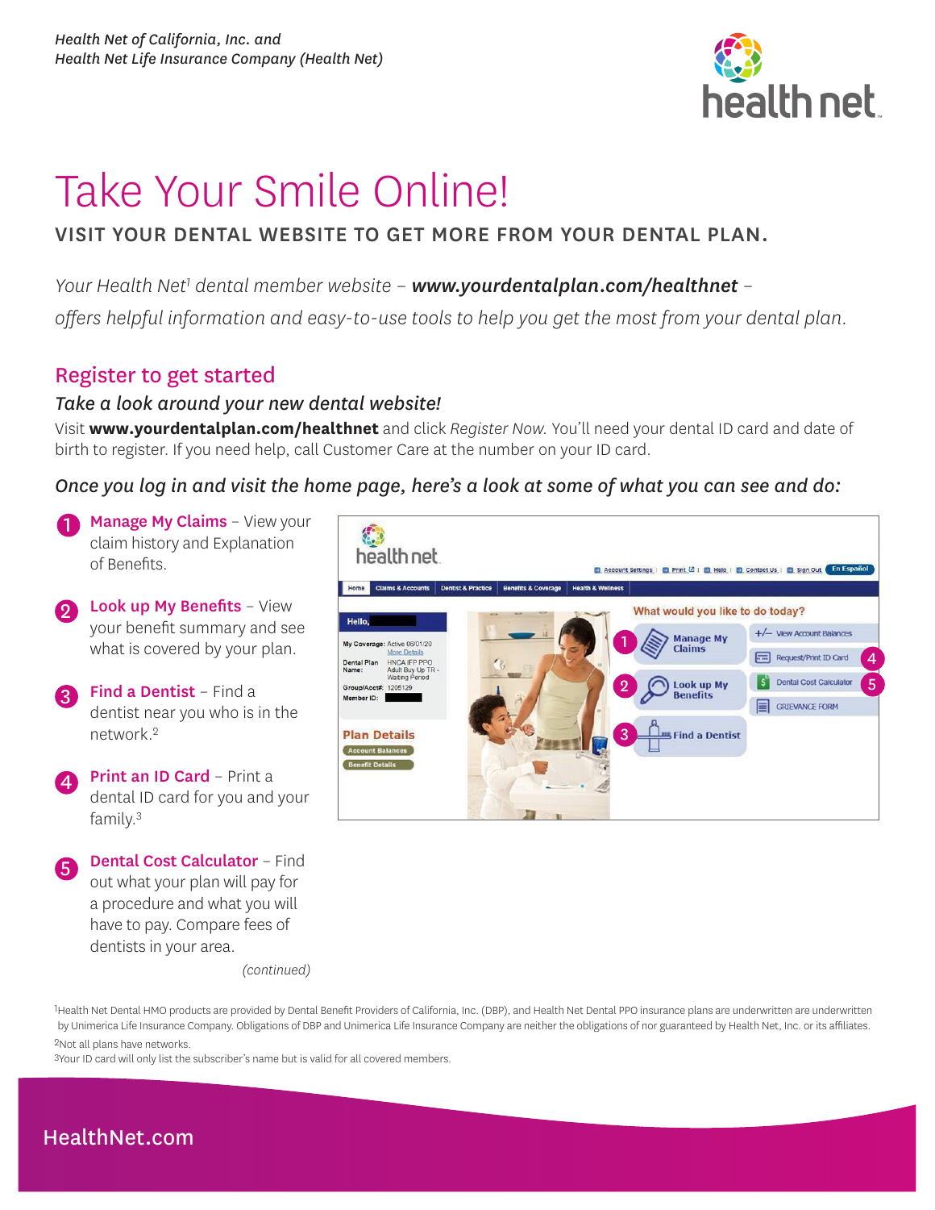*Health Net of California, Inc. and*
*Health Net Life Insurance Company (Health Net)*

# Take Your Smile Online!

## VISIT YOUR DENTAL WEBSITE TO GET MORE FROM YOUR DENTAL PLAN.

*Your Health Net[1] dental member website – **www.yourdentalplan.com/healthnet** – offers helpful information and easy-to-use tools to help you get the most from your dental plan.*

## Register to get started

### *Take a look around your new dental website!*

Visit **www.yourdentalplan.com/healthnet** and click *Register Now*. You'll need your dental ID card and date of birth to register. If you need help, call Customer Care at the number on your ID card.

*Once you log in and visit the home page, here's a look at some of what you can see and do:*

1. **Manage My Claims** – View your claim history and Explanation of Benefits.
2. **Look up My Benefits** – View your benefit summary and see what is covered by your plan.
3. **Find a Dentist** – Find a dentist near you who is in the network.[2]
4. **Print an ID Card** – Print a dental ID card for you and your family.[3]
5. **Dental Cost Calculator** – Find out what your plan will pay for a procedure and what you will have to pay. Compare fees of dentists in your area.

*(continued)*

[1]Health Net Dental HMO products are provided by Dental Benefit Providers of California, Inc. (DBP), and Health Net Dental PPO insurance plans are underwritten are underwritten by Unimerica Life Insurance Company. Obligations of DBP and Unimerica Life Insurance Company are neither the obligations of nor guaranteed by Health Net, Inc. or its affiliates.

[2]Not all plans have networks.

[3]Your ID card will only list the subscriber's name but is valid for all covered members.

HealthNet.com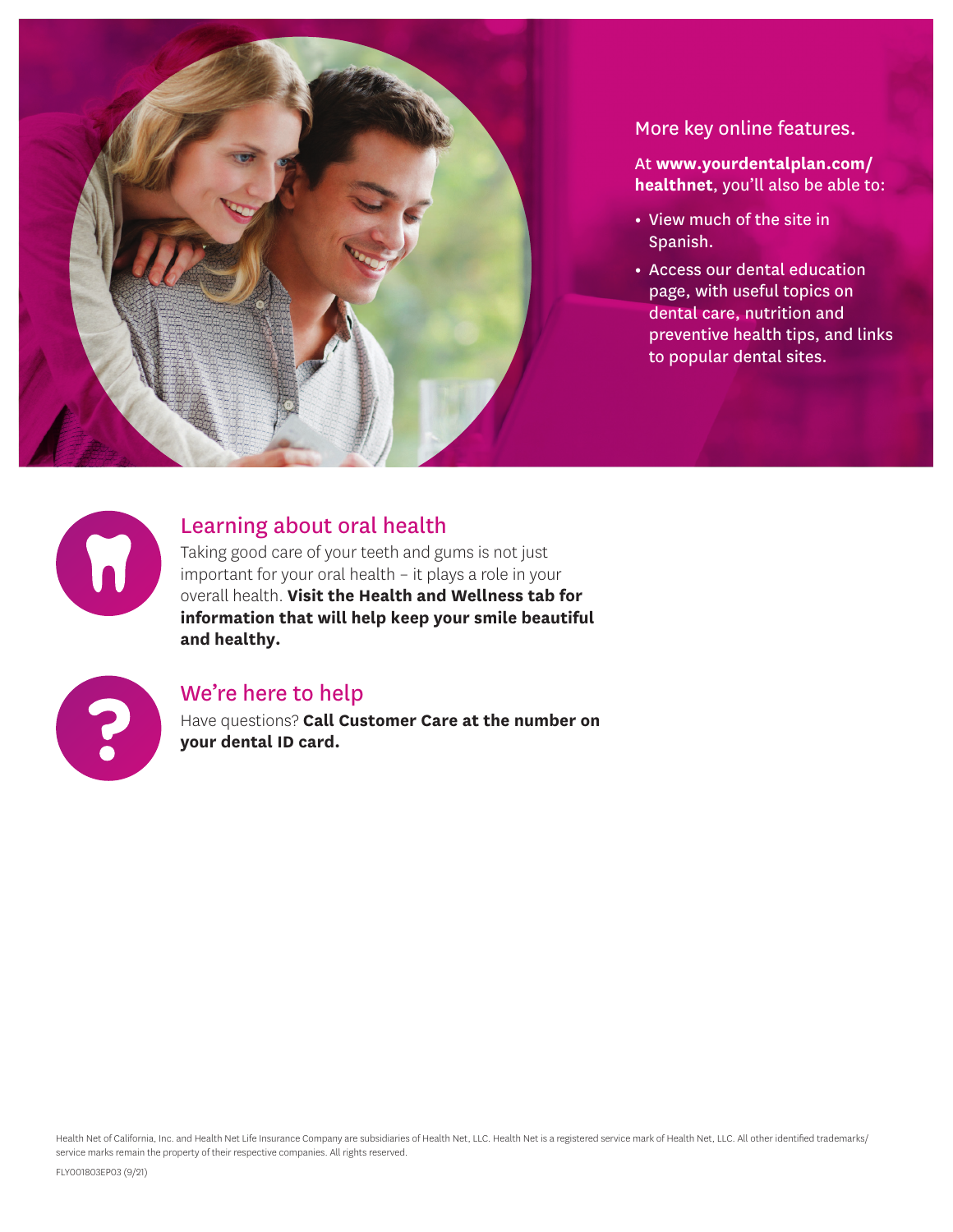## More key online features.

At **www.yourdentalplan.com/healthnet**, you'll also be able to:

- View much of the site in Spanish.
- Access our dental education page, with useful topics on dental care, nutrition and preventive health tips, and links to popular dental sites.

## Learning about oral health

Taking good care of your teeth and gums is not just important for your oral health – it plays a role in your overall health. **Visit the Health and Wellness tab for information that will help keep your smile beautiful and healthy.**

## We're here to help

Have questions? **Call Customer Care at the number on your dental ID card.**

Health Net of California, Inc. and Health Net Life Insurance Company are subsidiaries of Health Net, LLC. Health Net is a registered service mark of Health Net, LLC. All other identified trademarks/service marks remain the property of their respective companies. All rights reserved.

FLY001803EP03 (9/21)